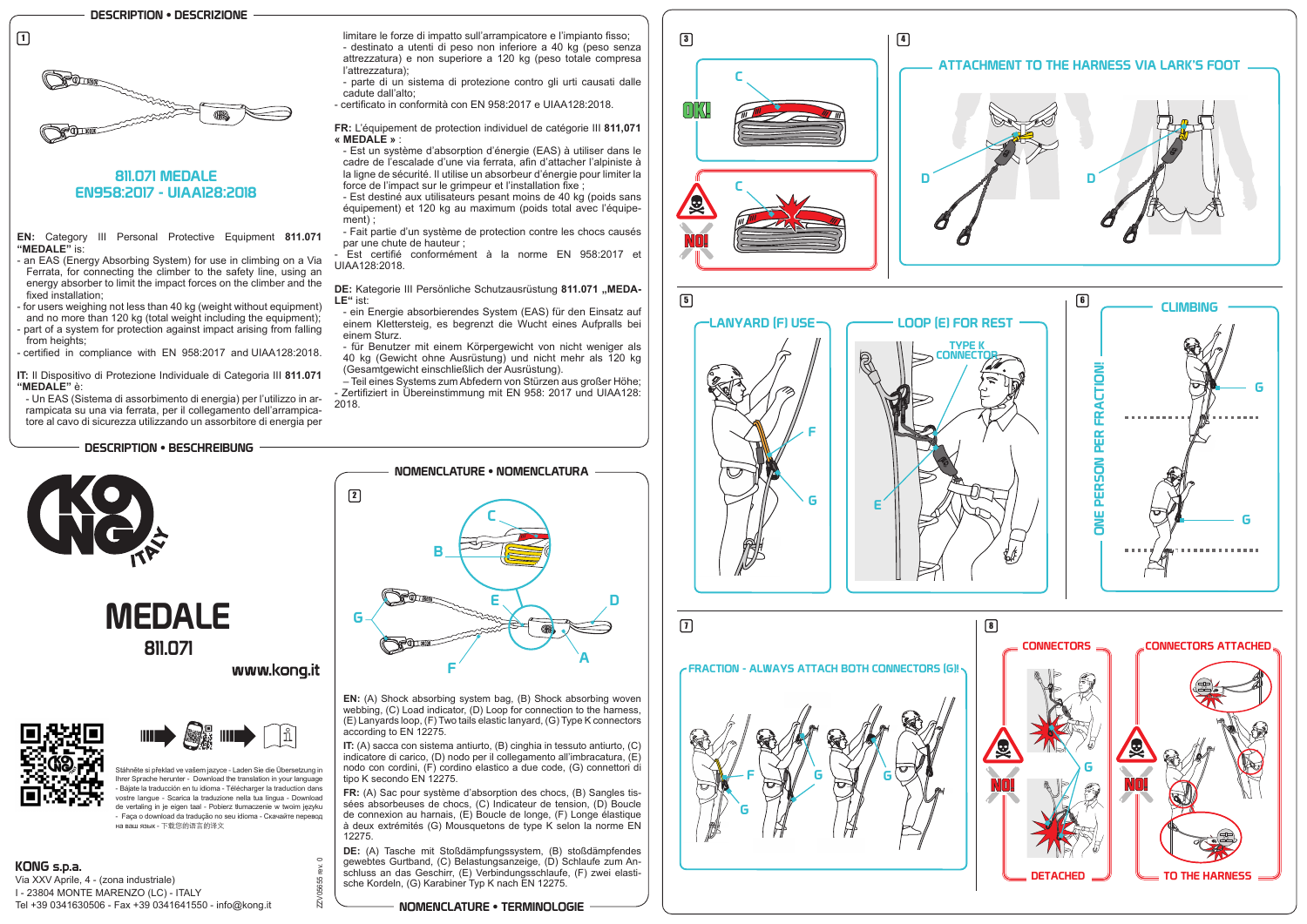## DESCRIPTION • DESCRIZIONE

1

# 811.071 MEDALE
## EN958:2017 - UIAA128:2018

**EN:** Category III Personal Protective Equipment **811.071 "MEDALE"** is:
- an EAS (Energy Absorbing System) for use in climbing on a Via Ferrata, for connecting the climber to the safety line, using an energy absorber to limit the impact forces on the climber and the fixed installation;
- for users weighing not less than 40 kg (weight without equipment) and no more than 120 kg (total weight including the equipment);
- part of a system for protection against impact arising from falling from heights;
- certified in compliance with EN 958:2017 and UIAA128:2018.

**IT:** Il Dispositivo di Protezione Individuale di Categoria III **811.071 "MEDALE"** è:
- Un EAS (Sistema di assorbimento di energia) per l'utilizzo in arrampicata su una via ferrata, per il collegamento dell'arrampicatore al cavo di sicurezza utilizzando un assorbitore di energia per limitare le forze di impatto sull'arrampicatore e l'impianto fisso;
- destinato a utenti di peso non inferiore a 40 kg (peso senza attrezzatura) e non superiore a 120 kg (peso totale compresa l'attrezzatura);
- parte di un sistema di protezione contro gli urti causati dalle cadute dall'alto;
- certificato in conformità con EN 958:2017 e UIAA128:2018.

**FR:** L'équipement de protection individuel de catégorie III **811,071 « MEDALE »** :
- Est un système d'absorption d'énergie (EAS) à utiliser dans le cadre de l'escalade d'une via ferrata, afin d'attacher l'alpiniste à la ligne de sécurité. Il utilise un absorbeur d'énergie pour limiter la force de l'impact sur le grimpeur et l'installation fixe ;
- Est destiné aux utilisateurs pesant moins de 40 kg (poids sans équipement) et 120 kg au maximum (poids total avec l'équipement) ;
- Fait partie d'un système de protection contre les chocs causés par une chute de hauteur ;
- Est certifié conformément à la norme EN 958:2017 et UIAA128:2018.

**DE:** Kategorie III Persönliche Schutzausrüstung **811.071 „MEDALE"** ist:
- ein Energie absorbierendes System (EAS) für den Einsatz auf einem Klettersteig, es begrenzt die Wucht eines Aufpralls bei einem Sturz.
- für Benutzer mit einem Körpergewicht von nicht weniger als 40 kg (Gewicht ohne Ausrüstung) und nicht mehr als 120 kg (Gesamtgewicht einschließlich der Ausrüstung).
– Teil eines Systems zum Abfedern von Stürzen aus großer Höhe;
- Zertifiziert in Übereinstimmung mit EN 958: 2017 und UIAA128: 2018.

## DESCRIPTION • BESCHREIBUNG

KONG ITALY

# MEDALE
## 811.071

www.kong.it

Stáhněte si překlad ve vašem jazyce - Laden Sie die Übersetzung in Ihrer Sprache herunter - Download the translation in your language - Bájate la traducción en tu idioma - Télécharger la traduction dans votre langue - Scarica la traduzione nella tua lingua - Download de vertaling in je eigen taal - Pobierz tłumaczenie w twoim języku - Faça o download da tradução no seu idioma - Скачайте перевод на ваш язык - 下载您的语言的译文

**KONG s.p.a.**
Via XXV Aprile, 4 - (zona industriale)
I - 23804 MONTE MARENZO (LC) - ITALY
Tel +39 0341630506 - Fax +39 0341641550 - info@kong.it

ZZV08555 rev. 0

## NOMENCLATURE • NOMENCLATURA

2

**EN:** (A) Shock absorbing system bag, (B) Shock absorbing woven webbing, (C) Load indicator, (D) Loop for connection to the harness, (E) Lanyards loop, (F) Two tails elastic lanyard, (G) Type K connectors according to EN 12275.

**IT:** (A) sacca con sistema antiurto, (B) cinghia in tessuto antiurto, (C) indicatore di carico, (D) nodo per il collegamento all'imbracatura, (E) nodo con cordini, (F) cordino elastico a due code, (G) connettori di tipo K secondo EN 12275.

**FR:** (A) Sac pour système d'absorption des chocs, (B) Sangles tissées absorbeuses de chocs, (C) Indicateur de tension, (D) Boucle de connexion au harnais, (E) Boucle de longe, (F) Longe élastique à deux extrémités (G) Mousquetons de type K selon la norme EN 12275.

**DE:** (A) Tasche mit Stoßdämpfungssystem, (B) stoßdämpfendes gewebtes Gurtband, (C) Belastungsanzeige, (D) Schlaufe zum Anschluss an das Geschirr, (E) Verbindungsschlaufe, (F) zwei elastische Kordeln, (G) Karabiner Typ K nach EN 12275.

## NOMENCLATURE • TERMINOLOGIE

3

OK! — NO!

4

### ATTACHMENT TO THE HARNESS VIA LARK'S FOOT

5

### LANYARD (F) USE

### LOOP (E) FOR REST

TYPE K CONNECTOR

6

### CLIMBING

ONE PERSON PER FRACTION!

7

### FRACTION - ALWAYS ATTACH BOTH CONNECTORS (G)!

8

### CONNECTORS DETACHED — NO!

### CONNECTORS ATTACHED TO THE HARNESS — NO!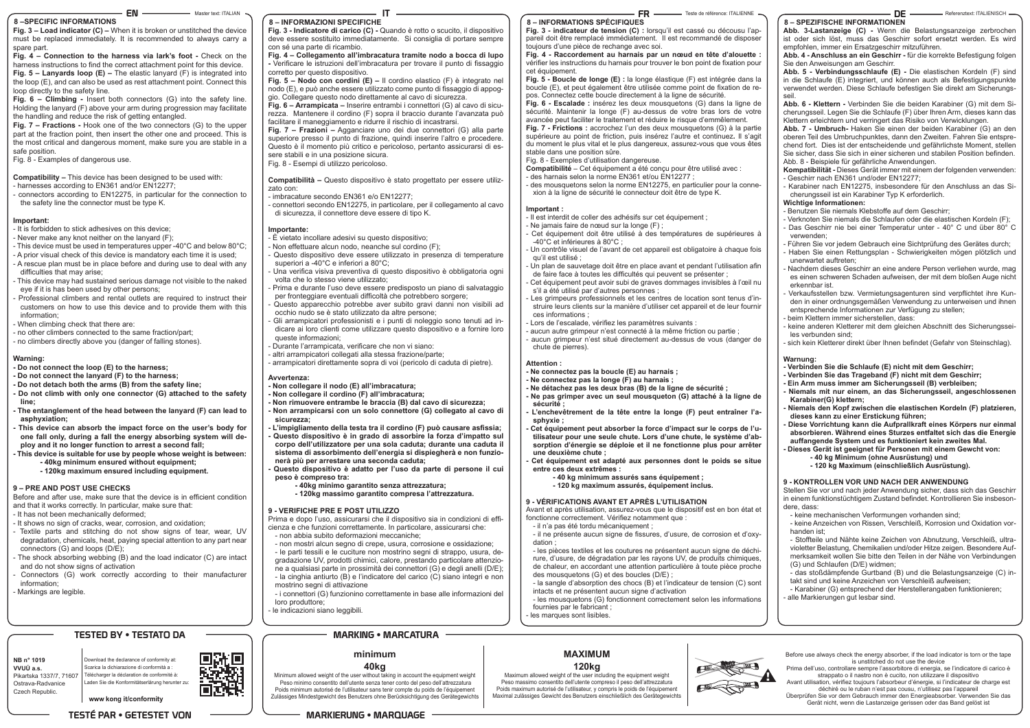EN — Master text: ITALIAN

## 8 –SPECIFIC INFORMATIONS

**Fig. 3 – Load indicator (C) –** When it is broken or unstitched the device must be replaced immediately. It is recommended to always carry a spare part.

**Fig. 4 – Connection to the harness via lark's foot -** Check on the harness instructions to find the correct attachment point for this device.

**Fig. 5 – Lanyards loop (E) –** The elastic lanyard (F) is integrated into the loop (E), and can also be used as rest attachment point. Connect this loop directly to the safety line.

**Fig. 6 – Climbing -** Insert both connectors (G) into the safety line. Holding the lanyard (F) above your arm during progression may facilitate the handling and reduce the risk of getting entangled.

**Fig. 7 – Fractions -** Hook one of the two connectors (G) to the upper part at the fraction point, then insert the other one and proceed. This is the most critical and dangerous moment, make sure you are stable in a safe position.

Fig. 8 - Examples of dangerous use.

**Compatibility –** This device has been designed to be used with:
- harnesses according to EN361 and/or EN12277;
- connectors according to EN12275, in particular for the connection to the safety line the connector must be type K.

**Important:**
- It is forbidden to stick adhesives on this device;
- Never make any knot neither on the lanyard (F);
- This device must be used in temperatures upper -40°C and below 80°C;
- A prior visual check of this device is mandatory each time it is used;
- A rescue plan must be in place before and during use to deal with any difficulties that may arise;
- This device may had sustained serious damage not visible to the naked eye if it has been used by other persons;
- Professional climbers and rental outlets are required to instruct their customers on how to use this device and to provide them with this information;
- When climbing check that there are:
- no other climbers connected to the same fraction/part;
- no climbers directly above you (danger of falling stones).

**Warning:**
- **Do not connect the loop (E) to the harness;**
- **Do not connect the lanyard (F) to the harness;**
- **Do not detach both the arms (B) from the safety line;**
- **Do not climb with only one connector (G) attached to the safety line;**
- **The entanglement of the head between the lanyard (F) can lead to asphyxiation;**
- **This device can absorb the impact force on the user's body for one fall only, during a fall the energy absorbing system will deploy and it no longer function to arrest a second fall;**
- **This device is suitable for use by people whose weight is between:**
  - **40kg minimum ensured without equipment;**
  - **120kg maximum ensured including equipment.**

## 9 – PRE AND POST USE CHECKS

Before and after use, make sure that the device is in efficient condition and that it works correctly. In particular, make sure that:
- It has not been mechanically deformed;
- It shows no sign of cracks, wear, corrosion, and oxidation;
- Textile parts and stitching do not show signs of tear, wear, UV degradation, chemicals, heat, paying special attention to any part near connectors (G) and loops (D/E);
- The shock absorbing webbing (B) and the load indicator (C) are intact and do not show signs of activation
- Connectors (G) work correctly according to their manufacturer information;
- Markings are legible.

IT

## 8 – INFORMAZIONI SPECIFICHE

**Fig. 3 - Indicatore di carico (C) -** Quando è rotto o scucito, il dispositivo deve essere sostituito immediatamente. Si consiglia di portare sempre con sé una parte di ricambio.

**Fig. 4 – Collegamento all'imbracatura tramite nodo a bocca di lupo -** Verificare le istruzioni dell'imbracatura per trovare il punto di fissaggio corretto per questo dispositivo.

**Fig. 5 – Nodo con cordini (E) –** Il cordino elastico (F) è integrato nel nodo (E), e può anche essere utilizzato come punto di fissaggio di appoggio. Collegare questo nodo direttamente al cavo di sicurezza.

**Fig. 6 – Arrampicata –** Inserire entrambi i connettori (G) al cavo di sicurezza. Mantenere il cordino (F) sopra il braccio durante l'avanzata può facilitare il maneggiamento e ridurre il rischio di incastrarsi.

**Fig. 7 – Frazioni –** Agganciare uno dei due connettori (G) alla parte superiore presso il punto di frazione, quindi inserire l'altro e procedere. Questo è il momento più critico e pericoloso, pertanto assicurarsi di essere stabili e in una posizione sicura.

Fig. 8 - Esempi di utilizzo pericoloso.

**Compatibilità –** Questo dispositivo è stato progettato per essere utilizzato con:
- imbracature secondo EN361 e/o EN12277;
- connettori secondo EN12275, in particolare, per il collegamento al cavo di sicurezza, il connettore deve essere di tipo K.

**Importante:**
- È vietato incollare adesivi su questo dispositivo;
- Non effettuare alcun nodo, neanche sul cordino (F);
- Questo dispositivo deve essere utilizzato in presenza di temperature superiori a -40°C e inferiori a 80°C;
- Una verifica visiva preventiva di questo dispositivo è obbligatoria ogni volta che lo stesso viene utilizzato;
- Prima e durante l'uso deve essere predisposto un piano di salvataggio per fronteggiare eventuali difficoltà che potrebbero sorgere;
- Questo apparecchio potrebbe aver subito gravi danni non visibili ad occhio nudo se è stato utilizzato da altre persone;
- Gli arrampicatori professionisti e i punti di noleggio sono tenuti ad indicare ai loro clienti come utilizzare questo dispositivo e a fornire loro queste informazioni;
- Durante l'arrampicata, verificare che non vi siano:
- altri arrampicatori collegati alla stessa frazione/parte;
- arrampicatori direttamente sopra di voi (pericolo di caduta di pietre).

**Avvertenza:**
- **Non collegare il nodo (E) all'imbracatura;**
- **Non collegare il cordino (F) all'imbracatura;**
- **Non rimuovere entrambe le braccia (B) dal cavo di sicurezza;**
- **Non arrampicarsi con un solo connettore (G) collegato al cavo di sicurezza;**
- **L'impigliamento della testa tra il cordino (F) può causare asfissia;**
- **Questo dispositivo è in grado di assorbire la forza d'impatto sul corpo dell'utilizzatore per una sola caduta; durante una caduta il sistema di assorbimento dell'energia si dispiegherà e non funzionerà più per arrestare una seconda caduta;**
- **Questo dispositivo è adatto per l'uso da parte di persone il cui peso è compreso tra:**
  - **40kg minimo garantito senza attrezzatura;**
  - **120kg massimo garantito compresa l'attrezzatura.**

## 9 - VERIFICHE PRE E POST UTILIZZO

Prima e dopo l'uso, assicurarsi che il dispositivo sia in condizioni di efficienza e che funzioni correttamente. In particolare, assicurarsi che:
- non abbia subito deformazioni meccaniche;
- non mostri alcun segno di crepe, usura, corrosione e ossidazione;
- le parti tessili e le cuciture non mostrino segni di strappo, usura, degradazione UV, prodotti chimici, calore, prestando particolare attenzione a qualsiasi parte in prossimità dei connettori (G) e degli anelli (D/E);
- la cinghia antiurto (B) e l'indicatore del carico (C) siano integri e non mostrino segni di attivazione
- i connettori (G) funzionino correttamente in base alle informazioni del loro produttore;
- le indicazioni siano leggibili.

FR — Teste de référence: ITALIENNE

## 8 – INFORMATIONS SPÉCIFIQUES

**Fig. 3 - indicateur de tension (C) :** lorsqu'il est cassé ou décousu l'appareil doit être remplacé immédiatement. Il est recommandé de disposer toujours d'une pièce de rechange avec soi.

**Fig. 4 – Raccordement au harnais par un nœud en tête d'alouette :** vérifier les instructions du harnais pour trouver le bon point de fixation pour cet équipement.

**Fig. 5 - Boucle de longe (E) :** la longe élastique (F) est intégrée dans la boucle (E), et peut également être utilisée comme point de fixation de repos. Connectez cette boucle directement à la ligne de sécurité.

**Fig. 6 - Escalade :** insérez les deux mousquetons (G) dans la ligne de sécurité. Maintenir la longe (F) au-dessus de votre bras lors de votre avancée peut faciliter le traitement et réduire le risque d'emmêlement.

**Fig. 7 - Frictions :** accrochez l'un des deux mousquetons (G) à la partie supérieure au point de friction, puis insérez l'autre et continuez. Il s'agit du moment le plus vital et le plus dangereux, assurez-vous que vous êtes stable dans une position sûre.

Fig. 8 - Exemples d'utilisation dangereuse.

**Compatibilité** – Cet équipement a été conçu pour être utilisé avec :
- des harnais selon la norme EN361 et/ou EN12277 ;
- des mousquetons selon la norme EN12275, en particulier pour la connexion à la ligne de sécurité le connecteur doit être de type K.

**Important :**
- Il est interdit de coller des adhésifs sur cet équipement ;
- Ne jamais faire de nœud sur la longe (F) ;
- Cet équipement doit être utilisé à des températures de supérieures à -40°C et inférieures à 80°C ;
- Un contrôle visuel de l'avant de cet appareil est obligatoire à chaque fois qu'il est utilisé ;
- Un plan de sauvetage doit être en place avant et pendant l'utilisation afin de faire face à toutes les difficultés qui peuvent se présenter ;
- Cet équipement peut avoir subi de graves dommages invisibles à l'œil nu s'il a été utilisé par d'autres personnes ;
- Les grimpeurs professionnels et les centres de location sont tenus d'instruire leurs clients sur la manière d'utiliser cet appareil et de leur fournir ces informations ;
- Lors de l'escalade, vérifiez les paramètres suivants :
- aucun autre grimpeur n'est connecté à la même friction ou partie ;
- aucun grimpeur n'est situé directement au-dessus de vous (danger de chute de pierres).

**Attention :**
- **Ne connectez pas la boucle (E) au harnais ;**
- **Ne connectez pas la longe (F) au harnais ;**
- **Ne détachez pas les deux bras (B) de la ligne de sécurité ;**
- **Ne pas grimper avec un seul mousqueton (G) attaché à la ligne de sécurité ;**
- **L'enchevêtrement de la tête entre la longe (F) peut entraîner l'asphyxie ;**
- **Cet équipement peut absorber la force d'impact sur le corps de l'utilisateur pour une seule chute. Lors d'une chute, le système d'absorption d'énergie se déploie et il ne fonctionne plus pour arrêter une deuxième chute ;**
- **Cet équipement est adapté aux personnes dont le poids se situe entre ces deux extrêmes :**
  - **40 kg minimum assurés sans équipement ;**
  - **120 kg maximum assurés, équipement inclus.**

## 9 - VÉRIFICATIONS AVANT ET APRÈS L'UTILISATION

Avant et après utilisation, assurez-vous que le dispositif est en bon état et fonctionne correctement. Vérifiez notamment que :
- il n'a pas été tordu mécaniquement ;
- il ne présente aucun signe de fissures, d'usure, de corrosion et d'oxydation ;
- les pièces textiles et les coutures ne présentent aucun signe de déchirure, d'usure, de dégradation par les rayons UV, de produits chimiques, de chaleur, en accordant une attention particulière à toute pièce proche des mousquetons (G) et des boucles (D/E) ;
- la sangle d'absorption des chocs (B) et l'indicateur de tension (C) sont intacts et ne présentent aucun signe d'activation
- les mousquetons (G) fonctionnent correctement selon les informations fournies par le fabricant ;
- les marques sont lisibles.

DE — Referenztext: ITALIENISCH

## 8 - SPEZIFISCHE INFORMATIONEN

**Abb. 3-Lastanzeige (C) -** Wenn die Belastungsanzeige zerbrochen ist oder sich löst, muss das Geschirr sofort ersetzt werden. Es wird empfohlen, immer ein Ersatzgeschirr mitzuführen.

**Abb. 4 - Anschluss an ein Geschirr -** für die korrekte Befestigung folgen Sie den Anweisungen am Geschirr.

**Abb. 5 - Verbindungsschlaufe (E) -** Die elastischen Kordeln (F) sind in die Schlaufe (E) integriert, und können auch als Befestigungspunkte verwendet werden. Diese Schlaufe befestigen Sie direkt am Sicherungsseil.

**Abb. 6 - Klettern -** Verbinden Sie die beiden Karabiner (G) mit dem Sicherungsseil. Legen Sie die Schlaufe (F) über Ihren Arm, dieses kann das Klettern erleichtern und verringert das Risiko von Verwicklungen.

**Abb. 7 - Umbruch-** Haken Sie einen der beiden Karabiner (G) an den oberen Teil des Umbruchpunktes, dann den Zweiten. Fahren Sie entsprechend fort. Dies ist der entscheidende und gefährlichste Moment, stellen Sie sicher, dass Sie sich in einer sicheren und stabilen Position befinden.

Abb. 8 - Beispiele für gefährliche Anwendungen.

**Kompatibilität -** Dieses Gerät immer mit einem der folgenden verwenden:
- Geschirr nach EN361 und/oder EN12277;
- Karabiner nach EN12275, insbesondere für den Anschluss an das Sicherungsseil ist ein Karabiner Typ K erforderlich.

**Wichtige Informationen:**
- Benutzen Sie niemals Klebstoffe auf dem Geschirr;
- Verknoten Sie niemals die Schlaufen oder die elastischen Kordeln (F);
- Das Geschirr nie bei einer Temperatur unter - 40° C und über 80° C verwenden;
- Führen Sie vor jedem Gebrauch eine Sichtprüfung des Gerätes durch;
- Haben Sie einen Rettungsplan - Schwierigkeiten mögen plötzlich und unerwartet auftreten;
- Nachdem dieses Geschirr an eine andere Person verliehen wurde, mag es einen schweren Schaden aufweisen, der mit dem bloßen Auge nicht erkennbar ist.
- Verkaufsstellen bzw. Vermietungsagenturen sind verpflichtet ihre Kunden in einer ordnungsgemäßen Verwendung zu unterweisen und ihnen entsprechende Informationen zur Verfügung zu stellen;
- beim Klettern immer sicherstellen, dass:
- keine anderen Kletterer mit dem gleichen Abschnitt des Sicherungsseiles verbunden sind;
- sich kein Kletterer direkt über Ihnen befindet (Gefahr von Steinschlag).

**Warnung:**
- **Verbinden Sie die Schlaufe (E) nicht mit dem Geschirr;**
- **Verbinden Sie das Trageband (F) nicht mit dem Geschirr;**
- **Ein Arm muss immer am Sicherungsseil (B) verbleiben;**
- **Niemals mit nur einem, an das Sicherungsseil, angeschlossenen Karabiner(G) klettern;**
- **Niemals den Kopf zwischen die elastischen Kordeln (F) platzieren, dieses kann zu einer Erstickung führen;**
- **Diese Vorrichtung kann die Aufprallkraft eines Körpers nur einmal absorbieren. Während eines Sturzes entfaltet sich das die Energie auffangende System und es funktioniert kein zweites Mal.**
- **Dieses Gerät ist geeignet für Personen mit einem Gewicht von:**
  - **40 kg Minimum (ohne Ausrüstung) und**
  - **120 kg Maximum (einschließlich Ausrüstung).**

## 9 - KONTROLLEN VOR UND NACH DER ANWENDUNG

Stellen Sie vor und nach jeder Anwendung sicher, dass sich das Geschirr in einem funktionstüchtigem Zustand befindet. Kontrollieren Sie insbesondere, dass:
- keine mechanischen Verformungen vorhanden sind;
- keine Anzeichen von Rissen, Verschleiß, Korrosion und Oxidation vorhanden ist;
- Stoffteile und Nähte keine Zeichen von Abnutzung, Verschleiß, ultravioletter Belastung, Chemikalien und/oder Hitze zeigen. Besondere Aufmerksamkeit wollen Sie bitte den Teilen in der Nähe von Verbindungen (G) und Schlaufen (D/E) widmen;
- das stoßdämpfende Gurtband (B) und die Belastungsanzeige (C) intakt sind und keine Anzeichen von Verschleiß aufweisen;
- Karabiner (G) entsprechend der Herstellerangaben funktionieren;
- alle Markierungen gut lesbar sind.

## TESTED BY • TESTATO DA

**NB n° 1019**
**VVUÚ a.s.**
Pikartska 1337/7, 71607
Ostrava-Radvanice
Czech Republic.

Download the declarance of conformity at:
Scarica la dichiarazione di conformità a :
Télécharger la déclaration de conformité à:
Laden Sie die Konformitätserlärung herunter zu:

**www kong it/conformity**

## TESTÉ PAR • GETESTET VON

## MARKING • MARCATURA

**minimum**

**40kg**

Minimum allowed weight of the user without taking in account the equipment weight
Peso minimo consentito dell'utente senza tener conto del peso dell'attrezzatura
Poids minimum autorisé de l'utilisateur sans tenir compte du poids de l'équipement
Zulässiges Mindestgewicht des Benutzers ohne Berücksichtigung des Gerätegewichts

**MAXIMUM**

**120kg**

Maximum allowed weight of the user including the equipment weight
Peso massimo consentito dell'utente compreso il peso dell'attrezzatura
Poids maximum autorisé de l'utilisateur, y compris le poids de l'équipement
Maximal zulässiges Gewicht des Benutzers einschließlich des Gerätegewichts

Before use always check the energy absorber, if the load indicator is torn or the tape is unstitched do not use the device
Prima dell'uso, controllare sempre l'assorbitore di energia, se l'indicatore di carico è strappato o il nastro non è cucito, non utilizzare il dispositivo
Avant utilisation, vérifiez toujours l'absorbeur d'énergie, si l'indicateur de charge est déchiré ou le ruban n'est pas cousu, n'utilisez pas l'appareil
Überprüfen Sie vor dem Gebrauch immer den Energieabsorber. Verwenden Sie das Gerät nicht, wenn die Lastanzeige gerissen oder das Band gelöst ist

## MARKIERUNG • MARQUAGE